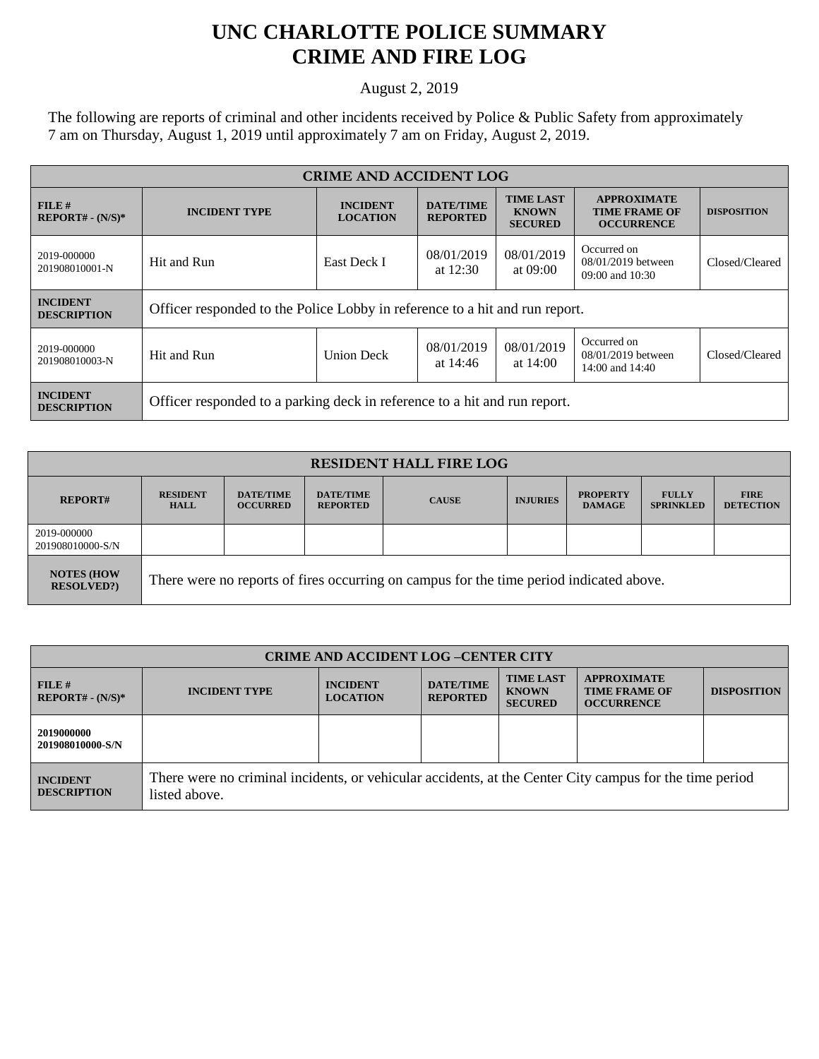# UNC CHARLOTTE POLICE SUMMARY
# CRIME AND FIRE LOG

August 2, 2019

The following are reports of criminal and other incidents received by Police & Public Safety from approximately 7 am on Thursday, August 1, 2019 until approximately 7 am on Friday, August 2, 2019.

| CRIME AND ACCIDENT LOG | | | | | | |
|---|---|---|---|---|---|---|
| **FILE # REPORT# - (N/S)*** | **INCIDENT TYPE** | **INCIDENT LOCATION** | **DATE/TIME REPORTED** | **TIME LAST KNOWN SECURED** | **APPROXIMATE TIME FRAME OF OCCURRENCE** | **DISPOSITION** |
| 2019-000000 201908010001-N | Hit and Run | East Deck I | 08/01/2019 at 12:30 | 08/01/2019 at 09:00 | Occurred on 08/01/2019 between 09:00 and 10:30 | Closed/Cleared |
| **INCIDENT DESCRIPTION** | Officer responded to the Police Lobby in reference to a hit and run report. | | | | | |
| 2019-000000 201908010003-N | Hit and Run | Union Deck | 08/01/2019 at 14:46 | 08/01/2019 at 14:00 | Occurred on 08/01/2019 between 14:00 and 14:40 | Closed/Cleared |
| **INCIDENT DESCRIPTION** | Officer responded to a parking deck in reference to a hit and run report. | | | | | |

| RESIDENT HALL FIRE LOG | | | | | | | | |
|---|---|---|---|---|---|---|---|---|
| **REPORT#** | **RESIDENT HALL** | **DATE/TIME OCCURRED** | **DATE/TIME REPORTED** | **CAUSE** | **INJURIES** | **PROPERTY DAMAGE** | **FULLY SPRINKLED** | **FIRE DETECTION** |
| 2019-000000 201908010000-S/N | | | | | | | | |
| **NOTES (HOW RESOLVED?)** | There were no reports of fires occurring on campus for the time period indicated above. | | | | | | | |

| CRIME AND ACCIDENT LOG –CENTER CITY | | | | | | |
|---|---|---|---|---|---|---|
| **FILE # REPORT# - (N/S)*** | **INCIDENT TYPE** | **INCIDENT LOCATION** | **DATE/TIME REPORTED** | **TIME LAST KNOWN SECURED** | **APPROXIMATE TIME FRAME OF OCCURRENCE** | **DISPOSITION** |
| **2019000000 201908010000-S/N** | | | | | | |
| **INCIDENT DESCRIPTION** | There were no criminal incidents, or vehicular accidents, at the Center City campus for the time period listed above. | | | | | |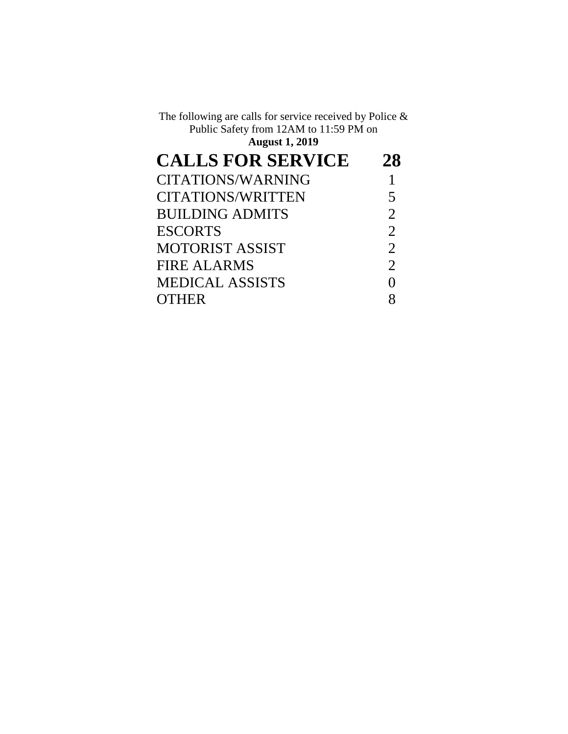The following are calls for service received by Police & Public Safety from 12AM to 11:59 PM on

**August 1, 2019**

| | |
|---|---|
| **CALLS FOR SERVICE** | **28** |
| CITATIONS/WARNING | 1 |
| CITATIONS/WRITTEN | 5 |
| BUILDING ADMITS | 2 |
| ESCORTS | 2 |
| MOTORIST ASSIST | 2 |
| FIRE ALARMS | 2 |
| MEDICAL ASSISTS | 0 |
| OTHER | 8 |